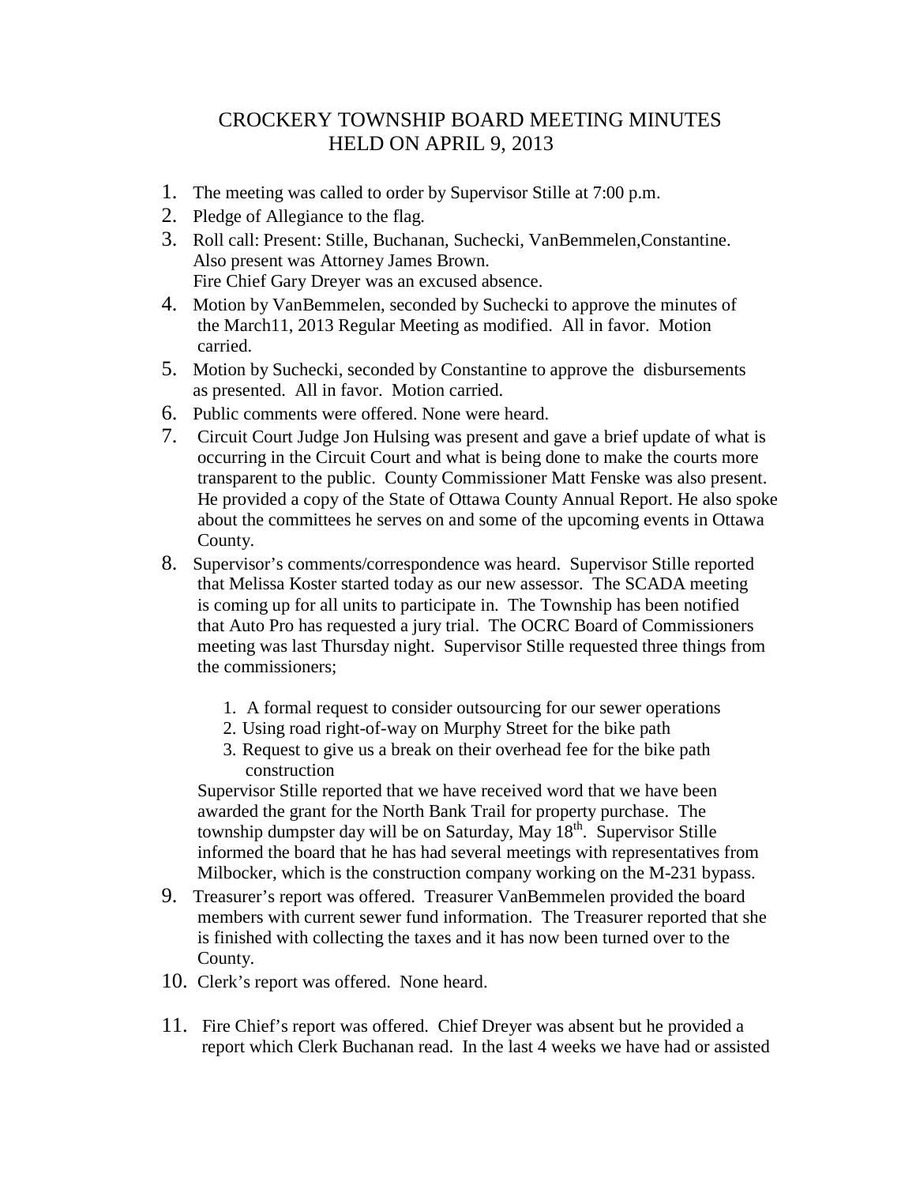# CROCKERY TOWNSHIP BOARD MEETING MINUTES
# HELD ON APRIL 9, 2013

1. The meeting was called to order by Supervisor Stille at 7:00 p.m.
2. Pledge of Allegiance to the flag.
3. Roll call: Present: Stille, Buchanan, Suchecki, VanBemmelen,Constantine.
   Also present was Attorney James Brown.
   Fire Chief Gary Dreyer was an excused absence.
4. Motion by VanBemmelen, seconded by Suchecki to approve the minutes of the March11, 2013 Regular Meeting as modified. All in favor. Motion carried.
5. Motion by Suchecki, seconded by Constantine to approve the disbursements as presented. All in favor. Motion carried.
6. Public comments were offered. None were heard.
7. Circuit Court Judge Jon Hulsing was present and gave a brief update of what is occurring in the Circuit Court and what is being done to make the courts more transparent to the public. County Commissioner Matt Fenske was also present. He provided a copy of the State of Ottawa County Annual Report. He also spoke about the committees he serves on and some of the upcoming events in Ottawa County.
8. Supervisor's comments/correspondence was heard. Supervisor Stille reported that Melissa Koster started today as our new assessor. The SCADA meeting is coming up for all units to participate in. The Township has been notified that Auto Pro has requested a jury trial. The OCRC Board of Commissioners meeting was last Thursday night. Supervisor Stille requested three things from the commissioners;

   1. A formal request to consider outsourcing for our sewer operations
   2. Using road right-of-way on Murphy Street for the bike path
   3. Request to give us a break on their overhead fee for the bike path construction

   Supervisor Stille reported that we have received word that we have been awarded the grant for the North Bank Trail for property purchase. The township dumpster day will be on Saturday, May 18th. Supervisor Stille informed the board that he has had several meetings with representatives from Milbocker, which is the construction company working on the M-231 bypass.
9. Treasurer's report was offered. Treasurer VanBemmelen provided the board members with current sewer fund information. The Treasurer reported that she is finished with collecting the taxes and it has now been turned over to the County.
10. Clerk's report was offered. None heard.
11. Fire Chief's report was offered. Chief Dreyer was absent but he provided a report which Clerk Buchanan read. In the last 4 weeks we have had or assisted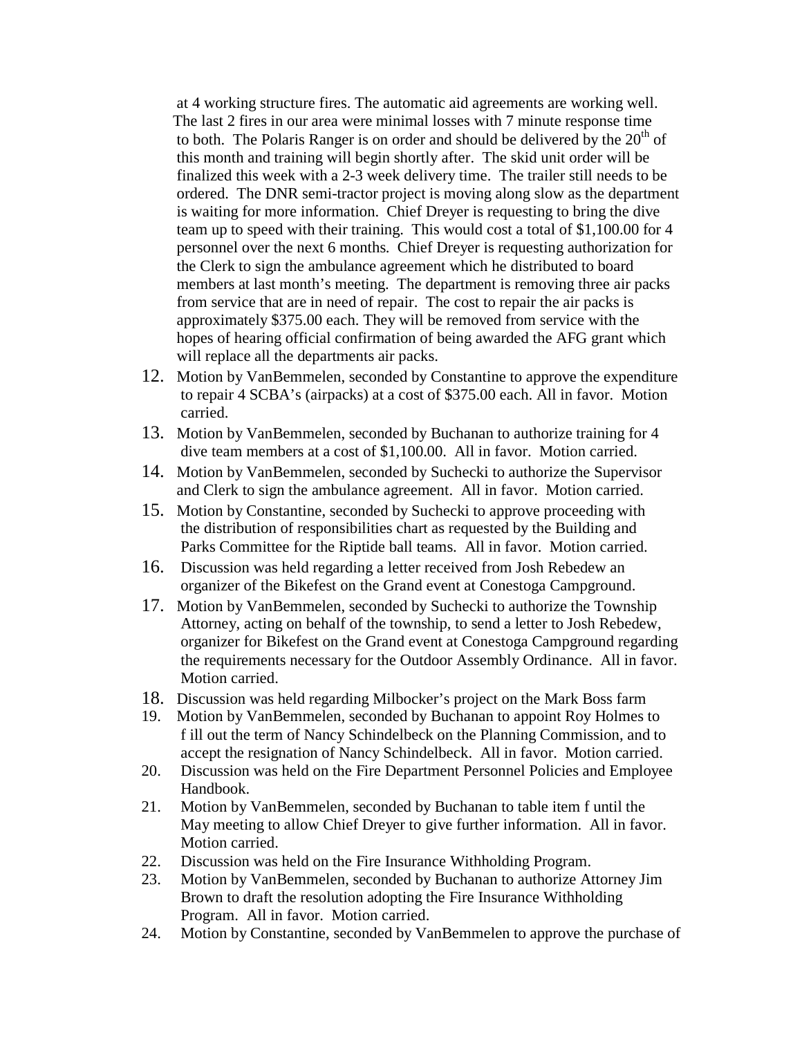at 4 working structure fires. The automatic aid agreements are working well. The last 2 fires in our area were minimal losses with 7 minute response time to both. The Polaris Ranger is on order and should be delivered by the 20th of this month and training will begin shortly after. The skid unit order will be finalized this week with a 2-3 week delivery time. The trailer still needs to be ordered. The DNR semi-tractor project is moving along slow as the department is waiting for more information. Chief Dreyer is requesting to bring the dive team up to speed with their training. This would cost a total of $1,100.00 for 4 personnel over the next 6 months. Chief Dreyer is requesting authorization for the Clerk to sign the ambulance agreement which he distributed to board members at last month's meeting. The department is removing three air packs from service that are in need of repair. The cost to repair the air packs is approximately $375.00 each. They will be removed from service with the hopes of hearing official confirmation of being awarded the AFG grant which will replace all the departments air packs.

12. Motion by VanBemmelen, seconded by Constantine to approve the expenditure to repair 4 SCBA's (airpacks) at a cost of $375.00 each. All in favor. Motion carried.
13. Motion by VanBemmelen, seconded by Buchanan to authorize training for 4 dive team members at a cost of $1,100.00. All in favor. Motion carried.
14. Motion by VanBemmelen, seconded by Suchecki to authorize the Supervisor and Clerk to sign the ambulance agreement. All in favor. Motion carried.
15. Motion by Constantine, seconded by Suchecki to approve proceeding with the distribution of responsibilities chart as requested by the Building and Parks Committee for the Riptide ball teams. All in favor. Motion carried.
16. Discussion was held regarding a letter received from Josh Rebedew an organizer of the Bikefest on the Grand event at Conestoga Campground.
17. Motion by VanBemmelen, seconded by Suchecki to authorize the Township Attorney, acting on behalf of the township, to send a letter to Josh Rebedew, organizer for Bikefest on the Grand event at Conestoga Campground regarding the requirements necessary for the Outdoor Assembly Ordinance. All in favor. Motion carried.
18. Discussion was held regarding Milbocker's project on the Mark Boss farm
19. Motion by VanBemmelen, seconded by Buchanan to appoint Roy Holmes to f ill out the term of Nancy Schindelbeck on the Planning Commission, and to accept the resignation of Nancy Schindelbeck. All in favor. Motion carried.
20. Discussion was held on the Fire Department Personnel Policies and Employee Handbook.
21. Motion by VanBemmelen, seconded by Buchanan to table item f until the May meeting to allow Chief Dreyer to give further information. All in favor. Motion carried.
22. Discussion was held on the Fire Insurance Withholding Program.
23. Motion by VanBemmelen, seconded by Buchanan to authorize Attorney Jim Brown to draft the resolution adopting the Fire Insurance Withholding Program. All in favor. Motion carried.
24. Motion by Constantine, seconded by VanBemmelen to approve the purchase of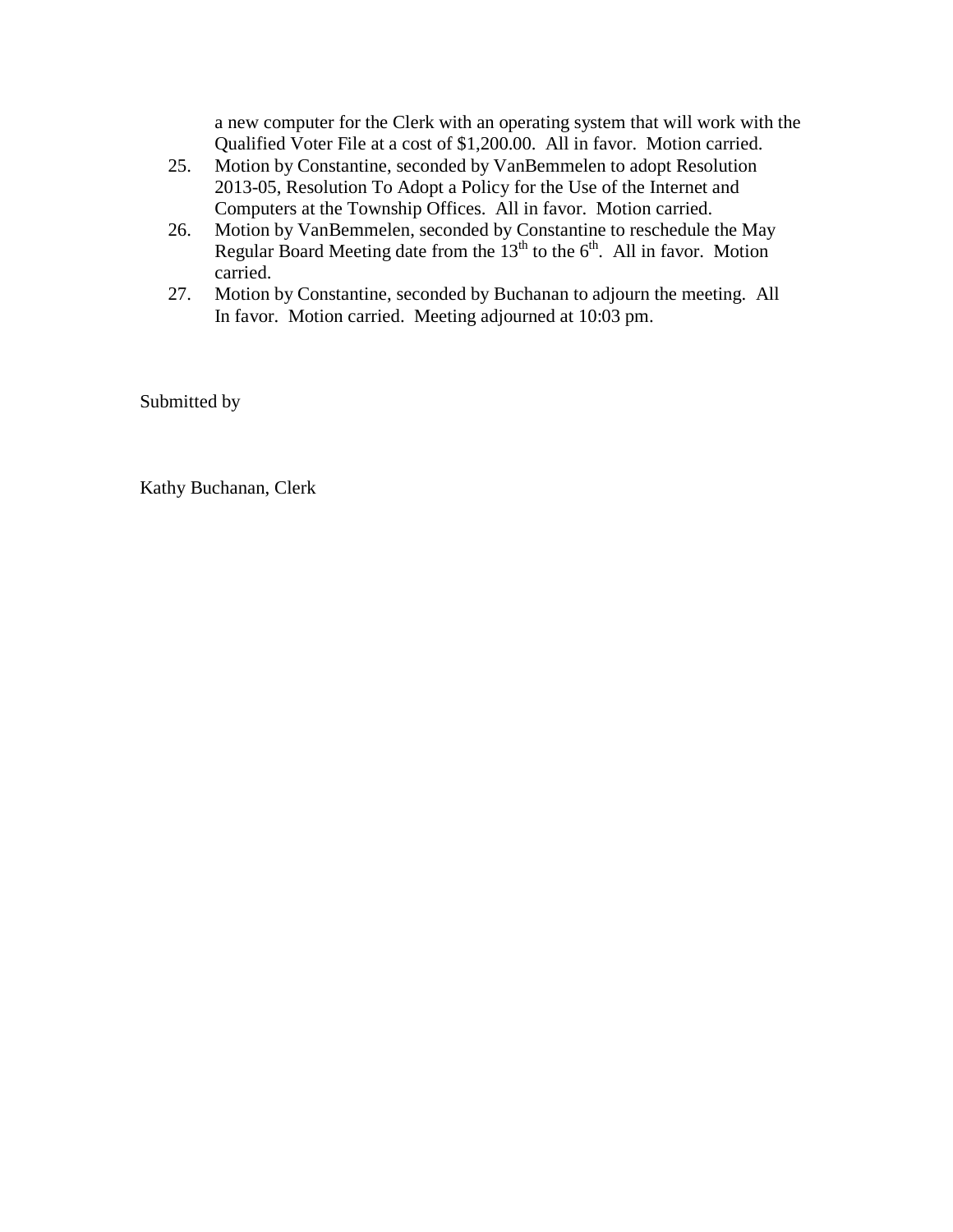a new computer for the Clerk with an operating system that will work with the Qualified Voter File at a cost of $1,200.00. All in favor. Motion carried.

25. Motion by Constantine, seconded by VanBemmelen to adopt Resolution 2013-05, Resolution To Adopt a Policy for the Use of the Internet and Computers at the Township Offices. All in favor. Motion carried.
26. Motion by VanBemmelen, seconded by Constantine to reschedule the May Regular Board Meeting date from the 13th to the 6th. All in favor. Motion carried.
27. Motion by Constantine, seconded by Buchanan to adjourn the meeting. All In favor. Motion carried. Meeting adjourned at 10:03 pm.

Submitted by

Kathy Buchanan, Clerk